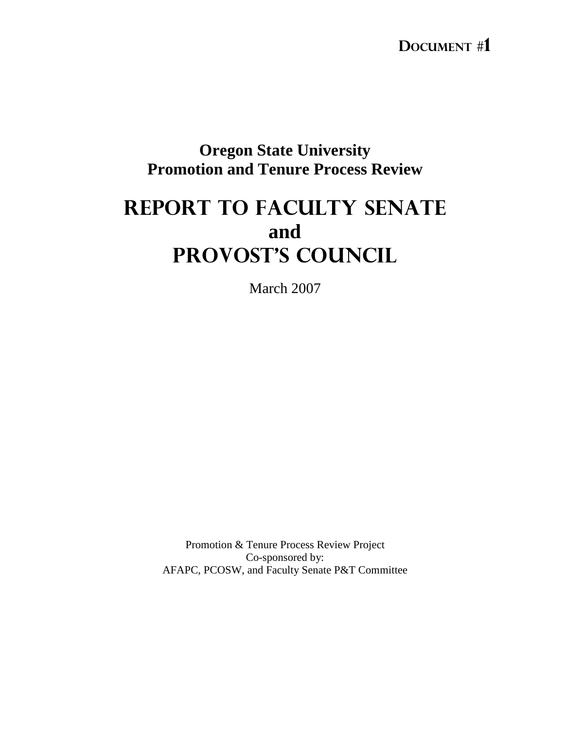**Document #1**

# Oregon State University
# Promotion and Tenure Process Review

# REPORT TO FACULTY SENATE
# and
# PROVOST'S COUNCIL

March 2007

Promotion & Tenure Process Review Project
Co-sponsored by:
AFAPC, PCOSW, and Faculty Senate P&T Committee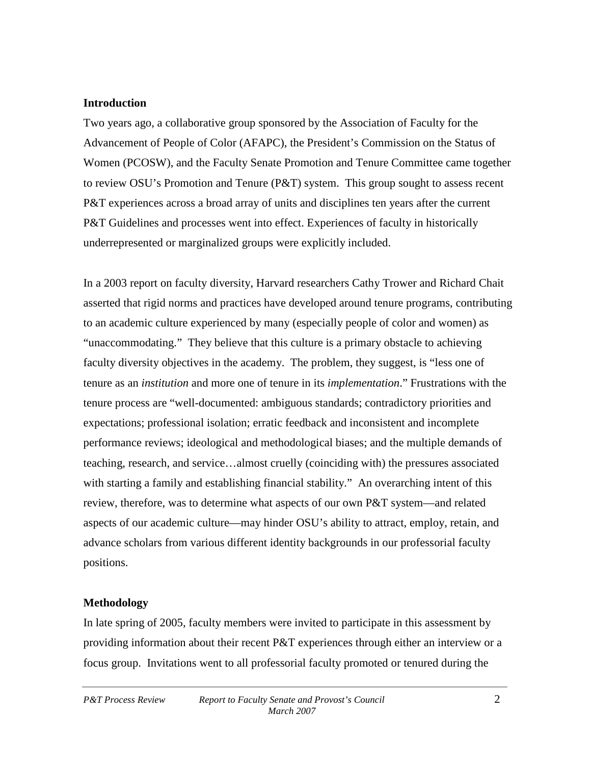**Introduction**

Two years ago, a collaborative group sponsored by the Association of Faculty for the Advancement of People of Color (AFAPC), the President's Commission on the Status of Women (PCOSW), and the Faculty Senate Promotion and Tenure Committee came together to review OSU's Promotion and Tenure (P&T) system. This group sought to assess recent P&T experiences across a broad array of units and disciplines ten years after the current P&T Guidelines and processes went into effect. Experiences of faculty in historically underrepresented or marginalized groups were explicitly included.

In a 2003 report on faculty diversity, Harvard researchers Cathy Trower and Richard Chait asserted that rigid norms and practices have developed around tenure programs, contributing to an academic culture experienced by many (especially people of color and women) as "unaccommodating." They believe that this culture is a primary obstacle to achieving faculty diversity objectives in the academy. The problem, they suggest, is "less one of tenure as an *institution* and more one of tenure in its *implementation*." Frustrations with the tenure process are "well-documented: ambiguous standards; contradictory priorities and expectations; professional isolation; erratic feedback and inconsistent and incomplete performance reviews; ideological and methodological biases; and the multiple demands of teaching, research, and service…almost cruelly (coinciding with) the pressures associated with starting a family and establishing financial stability." An overarching intent of this review, therefore, was to determine what aspects of our own P&T system—and related aspects of our academic culture—may hinder OSU's ability to attract, employ, retain, and advance scholars from various different identity backgrounds in our professorial faculty positions.

**Methodology**

In late spring of 2005, faculty members were invited to participate in this assessment by providing information about their recent P&T experiences through either an interview or a focus group. Invitations went to all professorial faculty promoted or tenured during the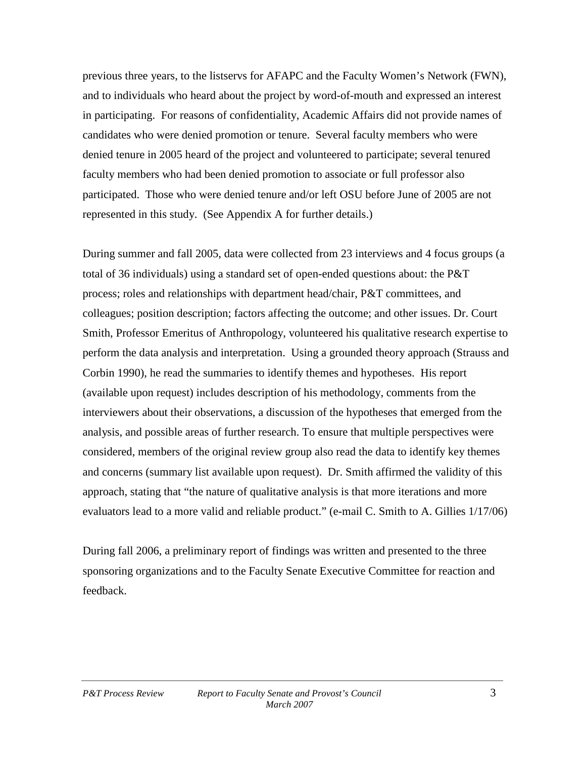previous three years, to the listservs for AFAPC and the Faculty Women's Network (FWN), and to individuals who heard about the project by word-of-mouth and expressed an interest in participating. For reasons of confidentiality, Academic Affairs did not provide names of candidates who were denied promotion or tenure. Several faculty members who were denied tenure in 2005 heard of the project and volunteered to participate; several tenured faculty members who had been denied promotion to associate or full professor also participated. Those who were denied tenure and/or left OSU before June of 2005 are not represented in this study. (See Appendix A for further details.)

During summer and fall 2005, data were collected from 23 interviews and 4 focus groups (a total of 36 individuals) using a standard set of open-ended questions about: the P&T process; roles and relationships with department head/chair, P&T committees, and colleagues; position description; factors affecting the outcome; and other issues. Dr. Court Smith, Professor Emeritus of Anthropology, volunteered his qualitative research expertise to perform the data analysis and interpretation. Using a grounded theory approach (Strauss and Corbin 1990), he read the summaries to identify themes and hypotheses. His report (available upon request) includes description of his methodology, comments from the interviewers about their observations, a discussion of the hypotheses that emerged from the analysis, and possible areas of further research. To ensure that multiple perspectives were considered, members of the original review group also read the data to identify key themes and concerns (summary list available upon request). Dr. Smith affirmed the validity of this approach, stating that "the nature of qualitative analysis is that more iterations and more evaluators lead to a more valid and reliable product." (e-mail C. Smith to A. Gillies 1/17/06)

During fall 2006, a preliminary report of findings was written and presented to the three sponsoring organizations and to the Faculty Senate Executive Committee for reaction and feedback.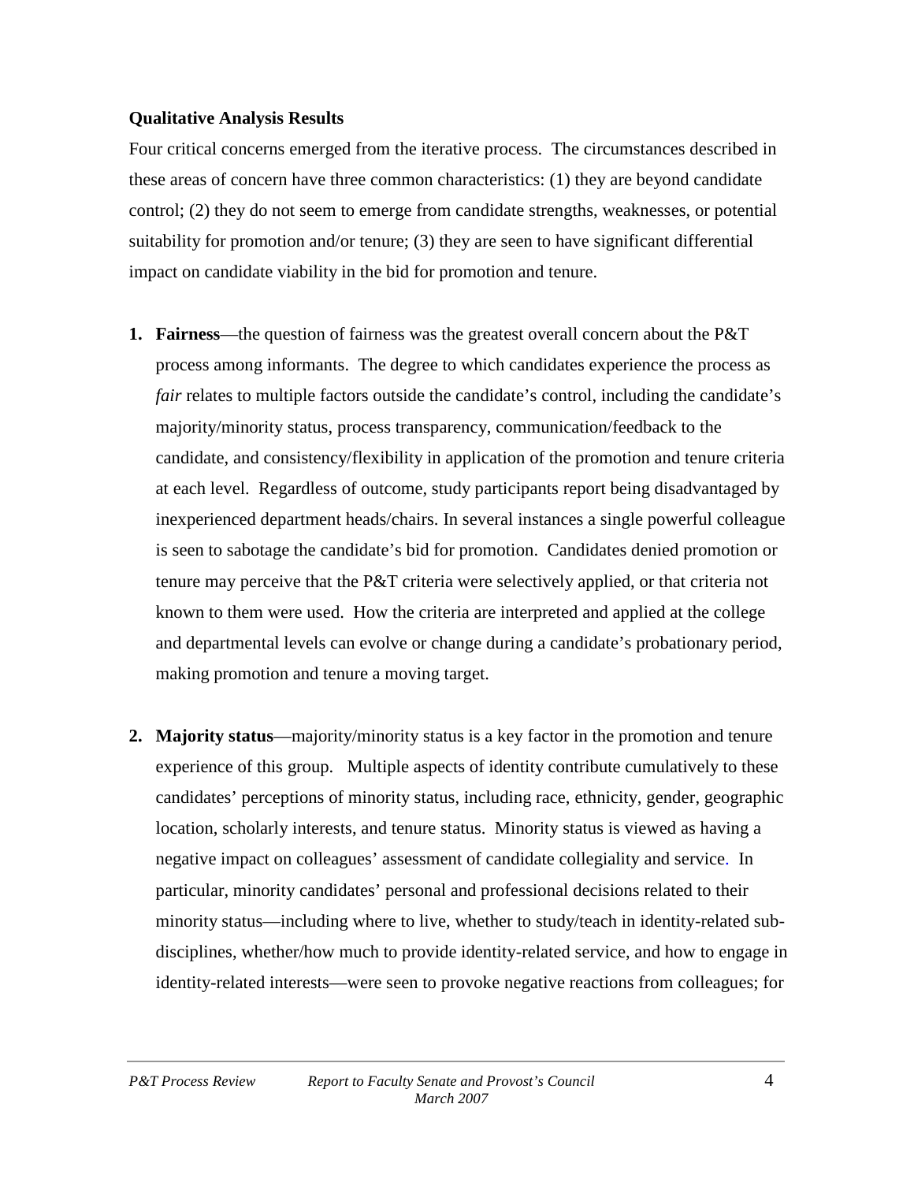**Qualitative Analysis Results**

Four critical concerns emerged from the iterative process. The circumstances described in these areas of concern have three common characteristics: (1) they are beyond candidate control; (2) they do not seem to emerge from candidate strengths, weaknesses, or potential suitability for promotion and/or tenure; (3) they are seen to have significant differential impact on candidate viability in the bid for promotion and tenure.

1. **Fairness**—the question of fairness was the greatest overall concern about the P&T process among informants. The degree to which candidates experience the process as *fair* relates to multiple factors outside the candidate's control, including the candidate's majority/minority status, process transparency, communication/feedback to the candidate, and consistency/flexibility in application of the promotion and tenure criteria at each level. Regardless of outcome, study participants report being disadvantaged by inexperienced department heads/chairs. In several instances a single powerful colleague is seen to sabotage the candidate's bid for promotion. Candidates denied promotion or tenure may perceive that the P&T criteria were selectively applied, or that criteria not known to them were used. How the criteria are interpreted and applied at the college and departmental levels can evolve or change during a candidate's probationary period, making promotion and tenure a moving target.

2. **Majority status**—majority/minority status is a key factor in the promotion and tenure experience of this group. Multiple aspects of identity contribute cumulatively to these candidates' perceptions of minority status, including race, ethnicity, gender, geographic location, scholarly interests, and tenure status. Minority status is viewed as having a negative impact on colleagues' assessment of candidate collegiality and service. In particular, minority candidates' personal and professional decisions related to their minority status—including where to live, whether to study/teach in identity-related sub-disciplines, whether/how much to provide identity-related service, and how to engage in identity-related interests—were seen to provoke negative reactions from colleagues; for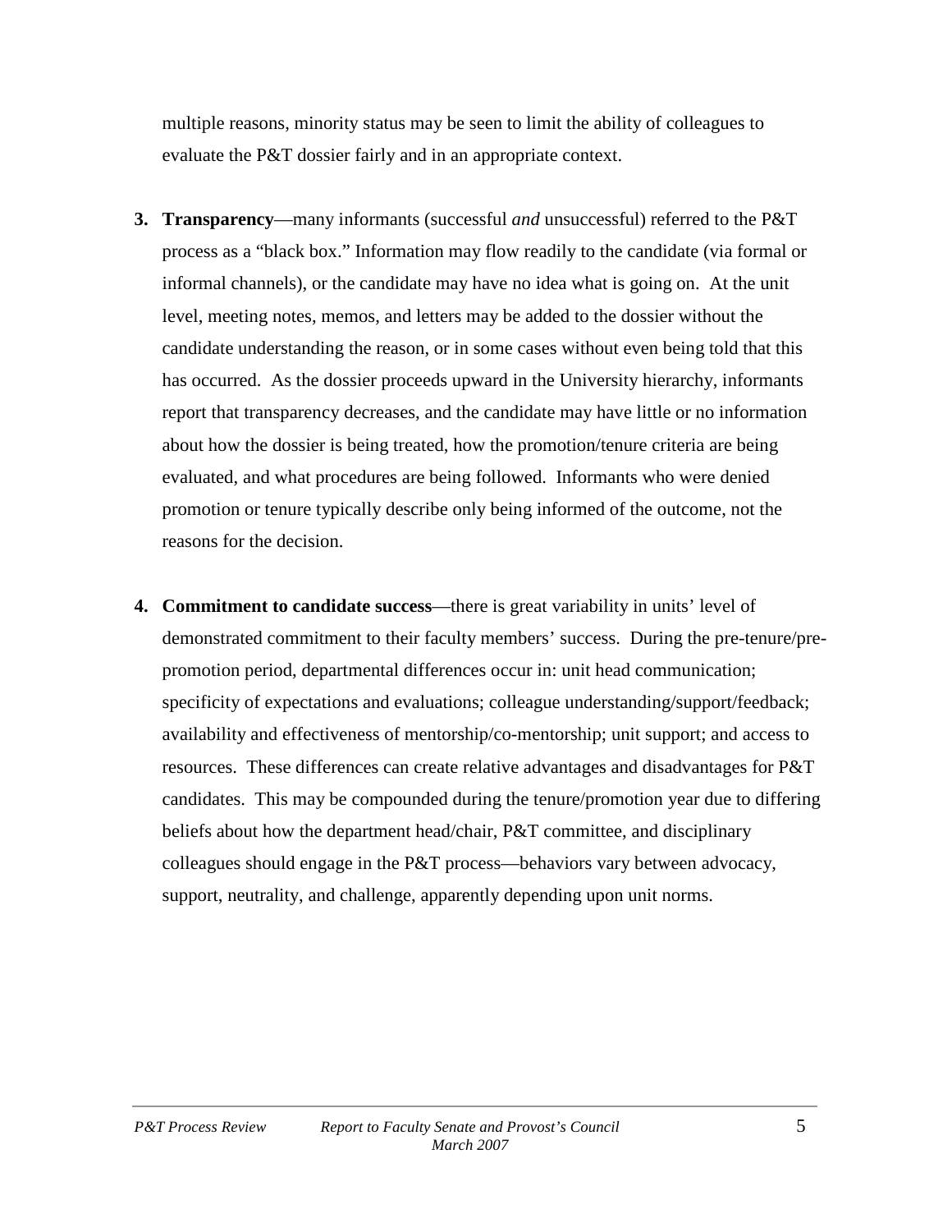multiple reasons, minority status may be seen to limit the ability of colleagues to evaluate the P&T dossier fairly and in an appropriate context.

3. **Transparency**—many informants (successful *and* unsuccessful) referred to the P&T process as a "black box." Information may flow readily to the candidate (via formal or informal channels), or the candidate may have no idea what is going on. At the unit level, meeting notes, memos, and letters may be added to the dossier without the candidate understanding the reason, or in some cases without even being told that this has occurred. As the dossier proceeds upward in the University hierarchy, informants report that transparency decreases, and the candidate may have little or no information about how the dossier is being treated, how the promotion/tenure criteria are being evaluated, and what procedures are being followed. Informants who were denied promotion or tenure typically describe only being informed of the outcome, not the reasons for the decision.

4. **Commitment to candidate success**—there is great variability in units' level of demonstrated commitment to their faculty members' success. During the pre-tenure/pre-promotion period, departmental differences occur in: unit head communication; specificity of expectations and evaluations; colleague understanding/support/feedback; availability and effectiveness of mentorship/co-mentorship; unit support; and access to resources. These differences can create relative advantages and disadvantages for P&T candidates. This may be compounded during the tenure/promotion year due to differing beliefs about how the department head/chair, P&T committee, and disciplinary colleagues should engage in the P&T process—behaviors vary between advocacy, support, neutrality, and challenge, apparently depending upon unit norms.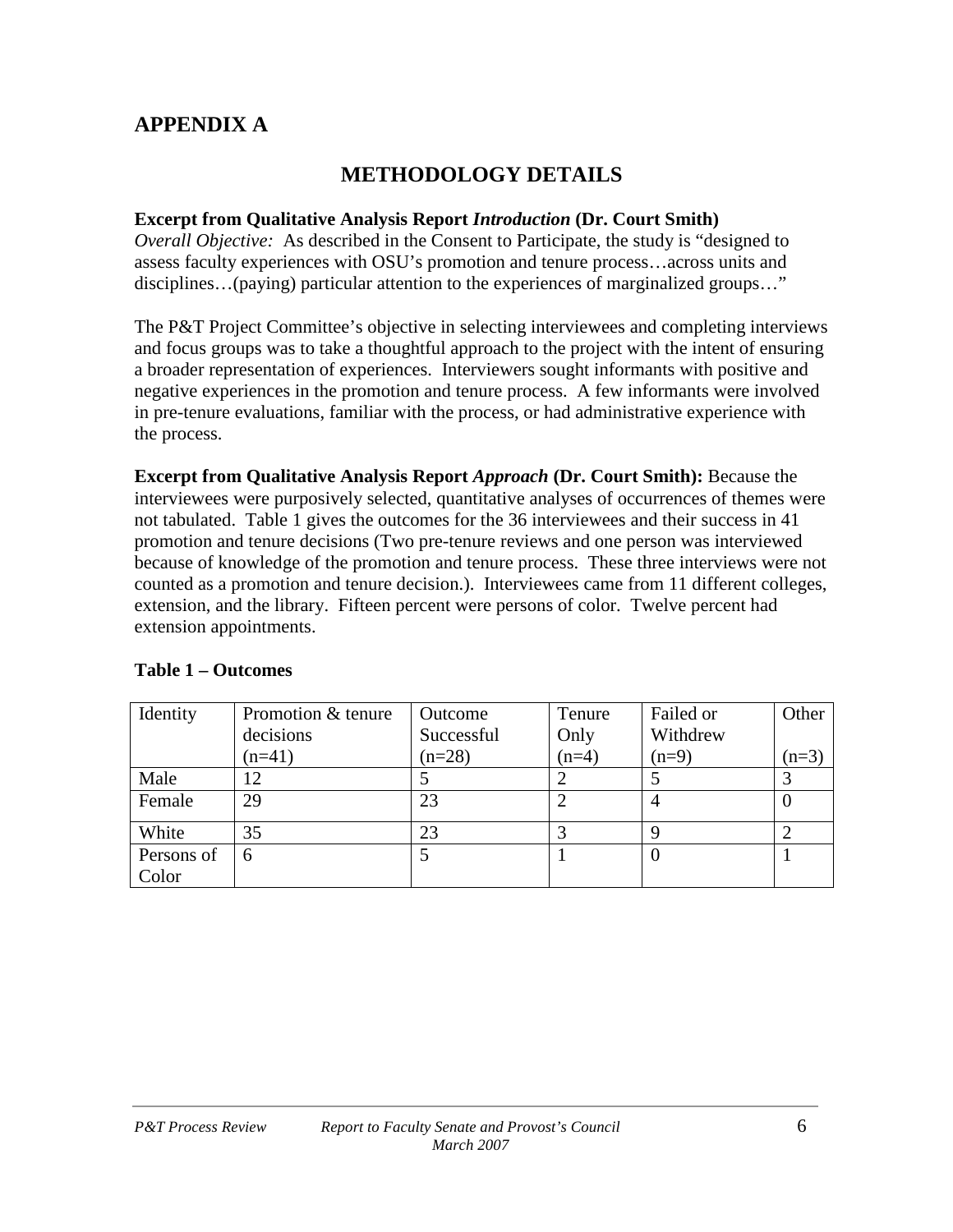# APPENDIX A

## METHODOLOGY DETAILS

**Excerpt from Qualitative Analysis Report *Introduction* (Dr. Court Smith)**
*Overall Objective:* As described in the Consent to Participate, the study is "designed to assess faculty experiences with OSU's promotion and tenure process…across units and disciplines…(paying) particular attention to the experiences of marginalized groups…"

The P&T Project Committee's objective in selecting interviewees and completing interviews and focus groups was to take a thoughtful approach to the project with the intent of ensuring a broader representation of experiences. Interviewers sought informants with positive and negative experiences in the promotion and tenure process. A few informants were involved in pre-tenure evaluations, familiar with the process, or had administrative experience with the process.

**Excerpt from Qualitative Analysis Report *Approach* (Dr. Court Smith):** Because the interviewees were purposively selected, quantitative analyses of occurrences of themes were not tabulated. Table 1 gives the outcomes for the 36 interviewees and their success in 41 promotion and tenure decisions (Two pre-tenure reviews and one person was interviewed because of knowledge of the promotion and tenure process. These three interviews were not counted as a promotion and tenure decision.). Interviewees came from 11 different colleges, extension, and the library. Fifteen percent were persons of color. Twelve percent had extension appointments.

**Table 1 – Outcomes**

| Identity | Promotion & tenure decisions (n=41) | Outcome Successful (n=28) | Tenure Only (n=4) | Failed or Withdrew (n=9) | Other (n=3) |
|---|---|---|---|---|---|
| Male | 12 | 5 | 2 | 5 | 3 |
| Female | 29 | 23 | 2 | 4 | 0 |
| White | 35 | 23 | 3 | 9 | 2 |
| Persons of Color | 6 | 5 | 1 | 0 | 1 |